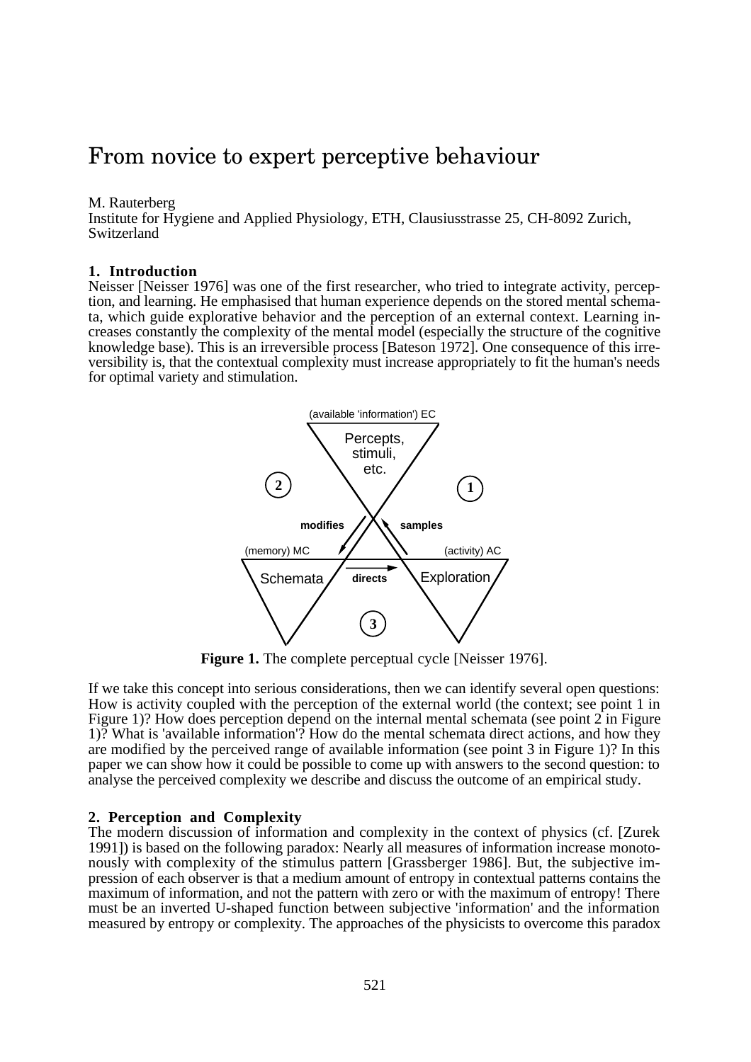# From novice to expert perceptive behaviour

M. Rauterberg
Institute for Hygiene and Applied Physiology, ETH, Clausiusstrasse 25, CH-8092 Zurich, Switzerland

## 1. Introduction

Neisser [Neisser 1976] was one of the first researcher, who tried to integrate activity, perception, and learning. He emphasised that human experience depends on the stored mental schemata, which guide explorative behavior and the perception of an external context. Learning increases constantly the complexity of the mental model (especially the structure of the cognitive knowledge base). This is an irreversible process [Bateson 1972]. One consequence of this irreversibility is, that the contextual complexity must increase appropriately to fit the human's needs for optimal variety and stimulation.

**Figure 1.** The complete perceptual cycle [Neisser 1976].

If we take this concept into serious considerations, then we can identify several open questions: How is activity coupled with the perception of the external world (the context; see point 1 in Figure 1)? How does perception depend on the internal mental schemata (see point 2 in Figure 1)? What is 'available information'? How do the mental schemata direct actions, and how they are modified by the perceived range of available information (see point 3 in Figure 1)? In this paper we can show how it could be possible to come up with answers to the second question: to analyse the perceived complexity we describe and discuss the outcome of an empirical study.

## 2. Perception and Complexity

The modern discussion of information and complexity in the context of physics (cf. [Zurek 1991]) is based on the following paradox: Nearly all measures of information increase monotonously with complexity of the stimulus pattern [Grassberger 1986]. But, the subjective impression of each observer is that a medium amount of entropy in contextual patterns contains the maximum of information, and not the pattern with zero or with the maximum of entropy! There must be an inverted U-shaped function between subjective 'information' and the information measured by entropy or complexity. The approaches of the physicists to overcome this paradox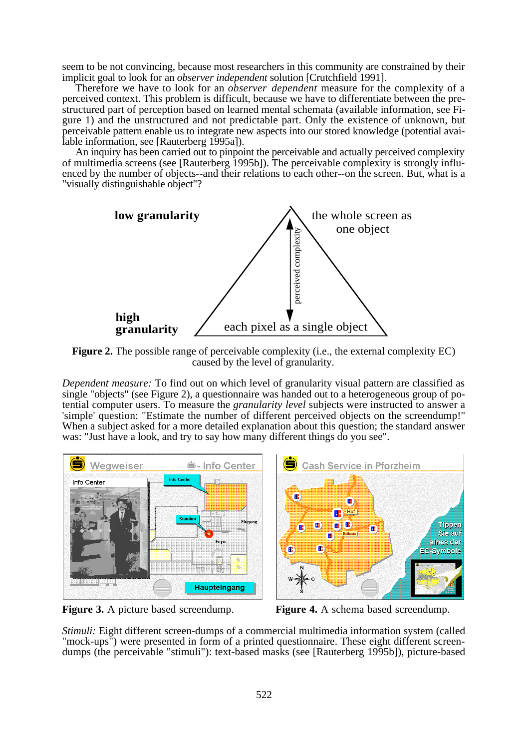seem to be not convincing, because most researchers in this community are constrained by their implicit goal to look for an *observer independent* solution [Crutchfield 1991].

Therefore we have to look for an *observer dependent* measure for the complexity of a perceived context. This problem is difficult, because we have to differentiate between the pre-structured part of perception based on learned mental schemata (available information, see Figure 1) and the unstructured and not predictable part. Only the existence of unknown, but perceivable pattern enable us to integrate new aspects into our stored knowledge (potential available information, see [Rauterberg 1995a]).

An inquiry has been carried out to pinpoint the perceivable and actually perceived complexity of multimedia screens (see [Rauterberg 1995b]). The perceivable complexity is strongly influenced by the number of objects--and their relations to each other--on the screen. But, what is a "visually distinguishable object"?

**Figure 2.** The possible range of perceivable complexity (i.e., the external complexity EC) caused by the level of granularity.

*Dependent measure:* To find out on which level of granularity visual pattern are classified as single "objects" (see Figure 2), a questionnaire was handed out to a heterogeneous group of potential computer users. To measure the *granularity level* subjects were instructed to answer a 'simple' question: "Estimate the number of different perceived objects on the screendump!" When a subject asked for a more detailed explanation about this question; the standard answer was: "Just have a look, and try to say how many different things do you see".

**Figure 3.** A picture based screendump.

**Figure 4.** A schema based screendump.

*Stimuli:* Eight different screen-dumps of a commercial multimedia information system (called "mock-ups") were presented in form of a printed questionnaire. These eight different screen-dumps (the perceivable "stimuli"): text-based masks (see [Rauterberg 1995b]), picture-based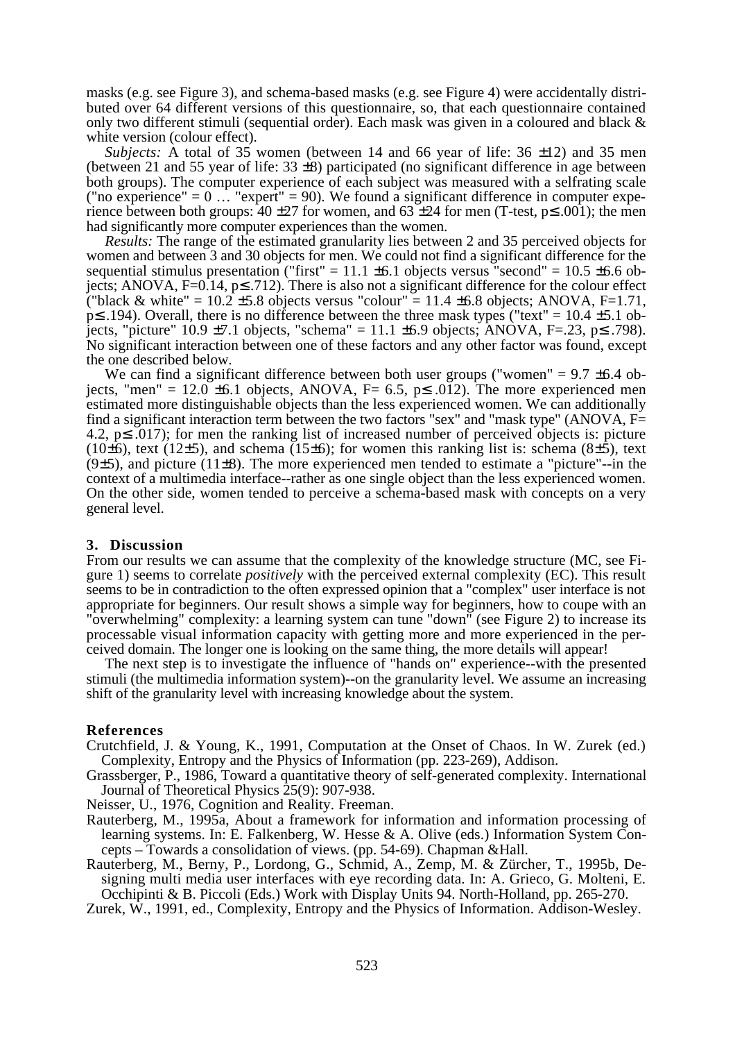masks (e.g. see Figure 3), and schema-based masks (e.g. see Figure 4) were accidentally distributed over 64 different versions of this questionnaire, so, that each questionnaire contained only two different stimuli (sequential order). Each mask was given in a coloured and black & white version (colour effect).

*Subjects:* A total of 35 women (between 14 and 66 year of life: 36 ±12) and 35 men (between 21 and 55 year of life: 33 ±8) participated (no significant difference in age between both groups). The computer experience of each subject was measured with a selfrating scale ("no experience" = 0 … "expert" = 90). We found a significant difference in computer experience between both groups: 40 ±27 for women, and 63 ±24 for men (T-test, $p \leq .001$); the men had significantly more computer experiences than the women.

*Results:* The range of the estimated granularity lies between 2 and 35 perceived objects for women and between 3 and 30 objects for men. We could not find a significant difference for the sequential stimulus presentation ("first" = 11.1 ±6.1 objects versus "second" = 10.5 ±6.6 objects; ANOVA, F=0.14, $p \leq .712$). There is also not a significant difference for the colour effect ("black & white" = 10.2 ±5.8 objects versus "colour" = 11.4 ±6.8 objects; ANOVA, F=1.71, $p \leq .194$). Overall, there is no difference between the three mask types ("text" = 10.4 ±5.1 objects, "picture" 10.9 ±7.1 objects, "schema" = 11.1 ±6.9 objects; ANOVA, F=.23, $p \leq .798$). No significant interaction between one of these factors and any other factor was found, except the one described below.

We can find a significant difference between both user groups ("women" = 9.7 ±6.4 objects, "men" = 12.0 ±6.1 objects, ANOVA, F= 6.5, $p \leq .012$). The more experienced men estimated more distinguishable objects than the less experienced women. We can additionally find a significant interaction term between the two factors "sex" and "mask type" (ANOVA, F= 4.2, $p \leq .017$); for men the ranking list of increased number of perceived objects is: picture (10±6), text (12±5), and schema (15±6); for women this ranking list is: schema (8±5), text (9±5), and picture (11±8). The more experienced men tended to estimate a "picture"--in the context of a multimedia interface--rather as one single object than the less experienced women. On the other side, women tended to perceive a schema-based mask with concepts on a very general level.

## 3. Discussion

From our results we can assume that the complexity of the knowledge structure (MC, see Figure 1) seems to correlate *positively* with the perceived external complexity (EC). This result seems to be in contradiction to the often expressed opinion that a "complex" user interface is not appropriate for beginners. Our result shows a simple way for beginners, how to coupe with an "overwhelming" complexity: a learning system can tune "down" (see Figure 2) to increase its processable visual information capacity with getting more and more experienced in the perceived domain. The longer one is looking on the same thing, the more details will appear!

The next step is to investigate the influence of "hands on" experience--with the presented stimuli (the multimedia information system)--on the granularity level. We assume an increasing shift of the granularity level with increasing knowledge about the system.

## References

Crutchfield, J. & Young, K., 1991, Computation at the Onset of Chaos. In W. Zurek (ed.) Complexity, Entropy and the Physics of Information (pp. 223-269), Addison.

Grassberger, P., 1986, Toward a quantitative theory of self-generated complexity. International Journal of Theoretical Physics 25(9): 907-938.

Neisser, U., 1976, Cognition and Reality. Freeman.

Rauterberg, M., 1995a, About a framework for information and information processing of learning systems. In: E. Falkenberg, W. Hesse & A. Olive (eds.) Information System Concepts – Towards a consolidation of views. (pp. 54-69). Chapman &Hall.

Rauterberg, M., Berny, P., Lordong, G., Schmid, A., Zemp, M. & Zürcher, T., 1995b, Designing multi media user interfaces with eye recording data. In: A. Grieco, G. Molteni, E. Occhipinti & B. Piccoli (Eds.) Work with Display Units 94. North-Holland, pp. 265-270.

Zurek, W., 1991, ed., Complexity, Entropy and the Physics of Information. Addison-Wesley.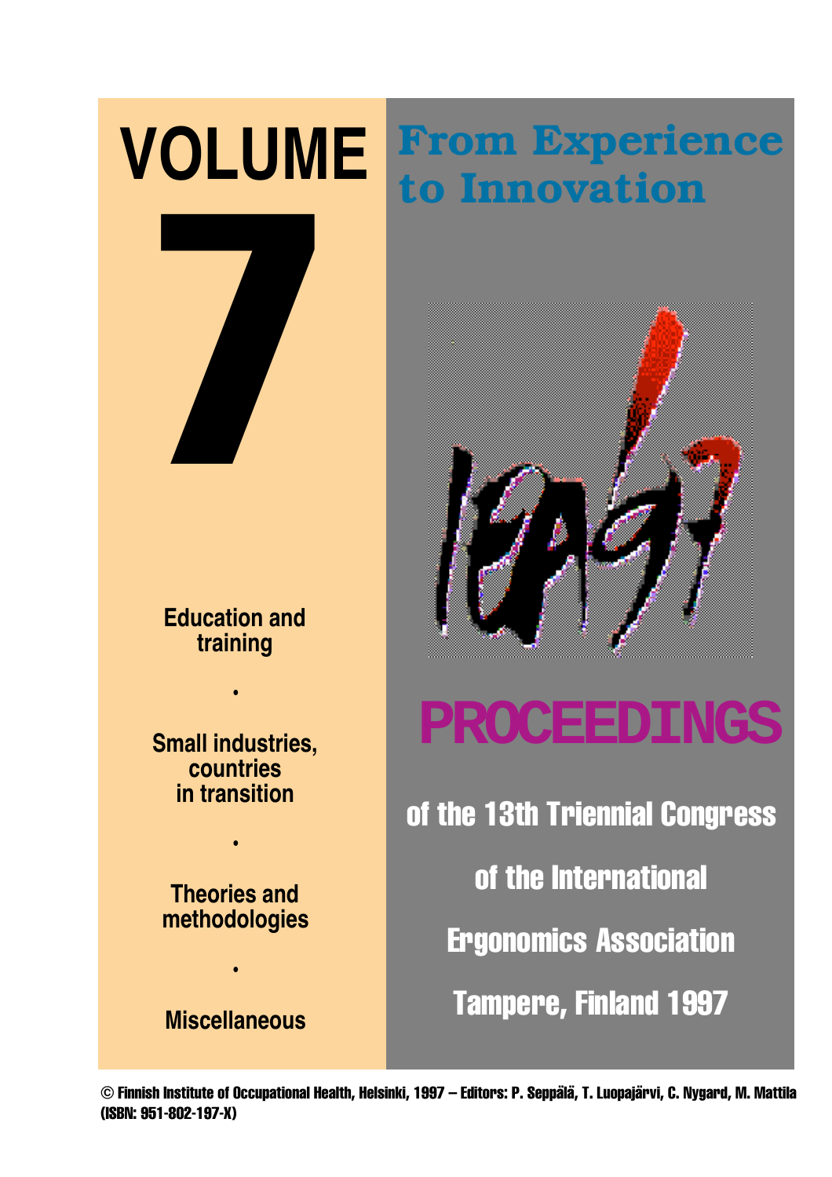# VOLUME 7

**Education and training**

•

**Small industries, countries in transition**

•

**Theories and methodologies**

•

**Miscellaneous**

## From Experience to Innovation

# PROCEEDINGS

**of the 13th Triennial Congress**

**of the International**

**Ergonomics Association**

**Tampere, Finland 1997**

© Finnish Institute of Occupational Health, Helsinki, 1997 – Editors: P. Seppälä, T. Luopajärvi, C. Nygard, M. Mattila (ISBN: 951-802-197-X)